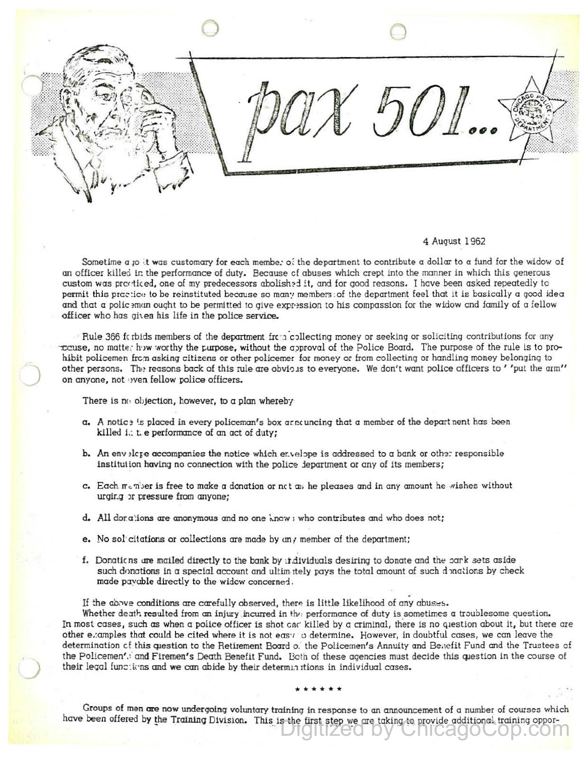# pax 501...

4 August 1962

Sometime ago it was customary for each member of the department to contribute a dollar to a fund for the widow of an officer killed in the performance of duty. Because of abuses which crept into the manner in which this generous custom was practiced, one of my predecessors abolished it, and for good reasons. I have been asked repeatedly to permit this practice to be reinstituted because so many members of the department feel that it is basically a good idea and that a policeman ought to be permitted to give expression to his compassion for the widow and family of a fellow officer who has given his life in the police service.

Rule 366 forbids members of the department from collecting money or seeking or soliciting contributions for any cause, no matter how worthy the purpose, without the approval of the Police Board. The purpose of the rule is to prohibit policemen from asking citizens or other policemen for money or from collecting or handling money belonging to other persons. The reasons back of this rule are obvious to everyone. We don't want police officers to ''put the arm'' on anyone, not even fellow police officers.

There is no objection, however, to a plan whereby

a. A notice is placed in every policeman's box announcing that a member of the department has been killed in the performance of an act of duty;

b. An envelope accompanies the notice which envelope is addressed to a bank or other responsible institution having no connection with the police department or any of its members;

c. Each member is free to make a donation or not as he pleases and in any amount he wishes without urging or pressure from anyone;

d. All donations are anonymous and no one knows who contributes and who does not;

e. No solicitations or collections are made by any member of the department;

f. Donations are mailed directly to the bank by individuals desiring to donate and the bank sets aside such donations in a special account and ultimately pays the total amount of such donations by check made payable directly to the widow concerned.

If the above conditions are carefully observed, there is little likelihood of any abuses.

Whether death resulted from an injury incurred in the performance of duty is sometimes a troublesome question. In most cases, such as when a police officer is shot and killed by a criminal, there is no question about it, but there are other examples that could be cited where it is not easy to determine. However, in doubtful cases, we can leave the determination of this question to the Retirement Board of the Policemen's Annuity and Benefit Fund and the Trustees of the Policemen's and Firemen's Death Benefit Fund. Both of these agencies must decide this question in the course of their legal functions and we can abide by their determinations in individual cases.

\* \* \* \* \* \*

Groups of men are now undergoing voluntary training in response to an announcement of a number of courses which have been offered by the Training Division. This is the first step we are taking to provide additional training oppor-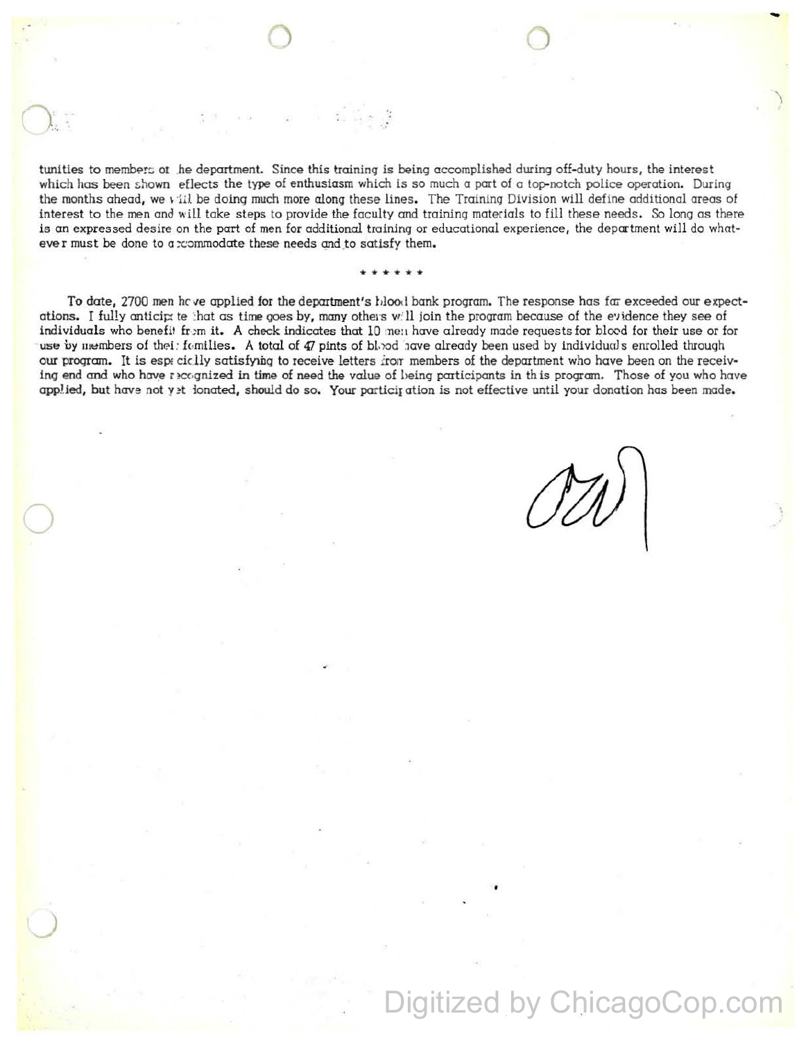tunities to members of the department. Since this training is being accomplished during off-duty hours, the interest which has been shown reflects the type of enthusiasm which is so much a part of a top-notch police operation. During the months ahead, we will be doing much more along these lines. The Training Division will define additional areas of interest to the men and will take steps to provide the faculty and training materials to fill these needs. So long as there is an expressed desire on the part of men for additional training or educational experience, the department will do whatever must be done to accommodate these needs and to satisfy them.

\* \* \* \* \* \*

To date, 2700 men have applied for the department's blood bank program. The response has far exceeded our expectations. I fully anticipate that as time goes by, many others will join the program because of the evidence they see of individuals who benefit from it. A check indicates that 10 men have already made requests for blood for their use or for use by members of their families. A total of 47 pints of blood have already been used by individuals enrolled through our program. It is especially satisfying to receive letters from members of the department who have been on the receiving end and who have recognized in time of need the value of being participants in this program. Those of you who have applied, but have not yet donated, should do so. Your participation is not effective until your donation has been made.

OW